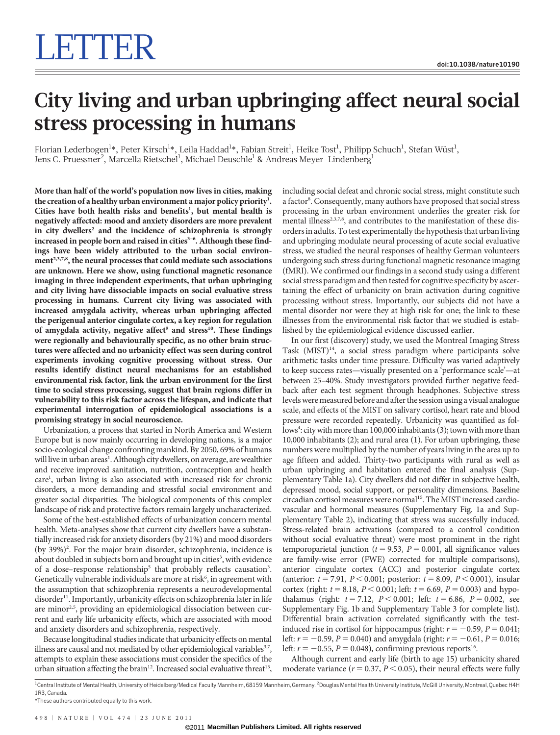LETTER

# City living and urban upbringing affect neural social stress processing in humans

Florian Lederbogen[1]*, Peter Kirsch[1]*, Leila Haddad[1]*, Fabian Streit[1], Heike Tost[1], Philipp Schuch[1], Stefan Wüst[1], Jens C. Pruessner[2], Marcella Rietschel[1], Michael Deuschle[1] & Andreas Meyer-Lindenberg[1]

**More than half of the world's population now lives in cities, making the creation of a healthy urban environment a major policy priority[1]. Cities have both health risks and benefits[1], but mental health is negatively affected: mood and anxiety disorders are more prevalent in city dwellers[2] and the incidence of schizophrenia is strongly increased in people born and raised in cities[3–6]. Although these findings have been widely attributed to the urban social environment[2,3,7,8], the neural processes that could mediate such associations are unknown. Here we show, using functional magnetic resonance imaging in three independent experiments, that urban upbringing and city living have dissociable impacts on social evaluative stress processing in humans. Current city living was associated with increased amygdala activity, whereas urban upbringing affected the perigenual anterior cingulate cortex, a key region for regulation of amygdala activity, negative affect[9] and stress[10]. These findings were regionally and behaviourally specific, as no other brain structures were affected and no urbanicity effect was seen during control experiments invoking cognitive processing without stress. Our results identify distinct neural mechanisms for an established environmental risk factor, link the urban environment for the first time to social stress processing, suggest that brain regions differ in vulnerability to this risk factor across the lifespan, and indicate that experimental interrogation of epidemiological associations is a promising strategy in social neuroscience.**

Urbanization, a process that started in North America and Western Europe but is now mainly occurring in developing nations, is a major socio-ecological change confronting mankind. By 2050, 69% of humans will live in urban areas[1]. Although city dwellers, on average, are wealthier and receive improved sanitation, nutrition, contraception and health care[1], urban living is also associated with increased risk for chronic disorders, a more demanding and stressful social environment and greater social disparities. The biological components of this complex landscape of risk and protective factors remain largely uncharacterized.

Some of the best-established effects of urbanization concern mental health. Meta-analyses show that current city dwellers have a substantially increased risk for anxiety disorders (by 21%) and mood disorders (by 39%)[2]. For the major brain disorder, schizophrenia, incidence is about doubled in subjects born and brought up in cities[3], with evidence of a dose–response relationship[5] that probably reflects causation[3]. Genetically vulnerable individuals are more at risk[6], in agreement with the assumption that schizophrenia represents a neurodevelopmental disorder[11]. Importantly, urbanicity effects on schizophrenia later in life are minor[2,5], providing an epidemiological dissociation between current and early life urbanicity effects, which are associated with mood and anxiety disorders and schizophrenia, respectively.

Because longitudinal studies indicate that urbanicity effects on mental illness are causal and not mediated by other epidemiological variables[3,7], attempts to explain these associations must consider the specifics of the urban situation affecting the brain[12]. Increased social evaluative threat[13], including social defeat and chronic social stress, might constitute such a factor[8]. Consequently, many authors have proposed that social stress processing in the urban environment underlies the greater risk for mental illness[2,3,7,8], and contributes to the manifestation of these disorders in adults. To test experimentally the hypothesis that urban living and upbringing modulate neural processing of acute social evaluative stress, we studied the neural responses of healthy German volunteers undergoing such stress during functional magnetic resonance imaging (fMRI). We confirmed our findings in a second study using a different social stress paradigm and then tested for cognitive specificity by ascertaining the effect of urbanicity on brain activation during cognitive processing without stress. Importantly, our subjects did not have a mental disorder nor were they at high risk for one; the link to these illnesses from the environmental risk factor that we studied is established by the epidemiological evidence discussed earlier.

In our first (discovery) study, we used the Montreal Imaging Stress Task (MIST)[14], a social stress paradigm where participants solve arithmetic tasks under time pressure. Difficulty was varied adaptively to keep success rates—visually presented on a 'performance scale'—at between 25–40%. Study investigators provided further negative feedback after each test segment through headphones. Subjective stress levels were measured before and after the session using a visual analogue scale, and effects of the MIST on salivary cortisol, heart rate and blood pressure were recorded repeatedly. Urbanicity was quantified as follows[4]: city with more than 100,000 inhabitants (3); town with more than 10,000 inhabitants (2); and rural area (1). For urban upbringing, these numbers were multiplied by the number of years living in the area up to age fifteen and added. Thirty-two participants with rural as well as urban upbringing and habitation entered the final analysis (Supplementary Table 1a). City dwellers did not differ in subjective health, depressed mood, social support, or personality dimensions. Baseline circadian cortisol measures were normal[15]. The MIST increased cardiovascular and hormonal measures (Supplementary Fig. 1a and Supplementary Table 2), indicating that stress was successfully induced. Stress-related brain activations (compared to a control condition without social evaluative threat) were most prominent in the right temporoparietal junction ($t = 9.53$, $P = 0.001$, all significance values are family-wise error (FWE) corrected for multiple comparisons), anterior cingulate cortex (ACC) and posterior cingulate cortex (anterior: $t = 7.91$, $P < 0.001$; posterior: $t = 8.09$, $P < 0.001$), insular cortex (right: $t = 8.18$, $P < 0.001$; left: $t = 6.69$, $P = 0.003$) and hypothalamus (right: $t = 7.12$, $P < 0.001$; left: $t = 6.86$, $P = 0.002$, see Supplementary Fig. 1b and Supplementary Table 3 for complete list). Differential brain activation correlated significantly with the test-induced rise in cortisol for hippocampus (right: $r = -0.59$, $P = 0.041$; left: $r = -0.59$, $P = 0.040$) and amygdala (right: $r = -0.61$, $P = 0.016$; left: $r = -0.55$, $P = 0.048$), confirming previous reports[16].

Although current and early life (birth to age 15) urbanicity shared moderate variance ($r = 0.37$, $P < 0.05$), their neural effects were fully

[1]Central Institute of Mental Health, University of Heidelberg/Medical Faculty Mannheim, 68159 Mannheim, Germany. [2]Douglas Mental Health University Institute, McGill University, Montreal, Quebec H4H 1R3, Canada.

*These authors contributed equally to this work.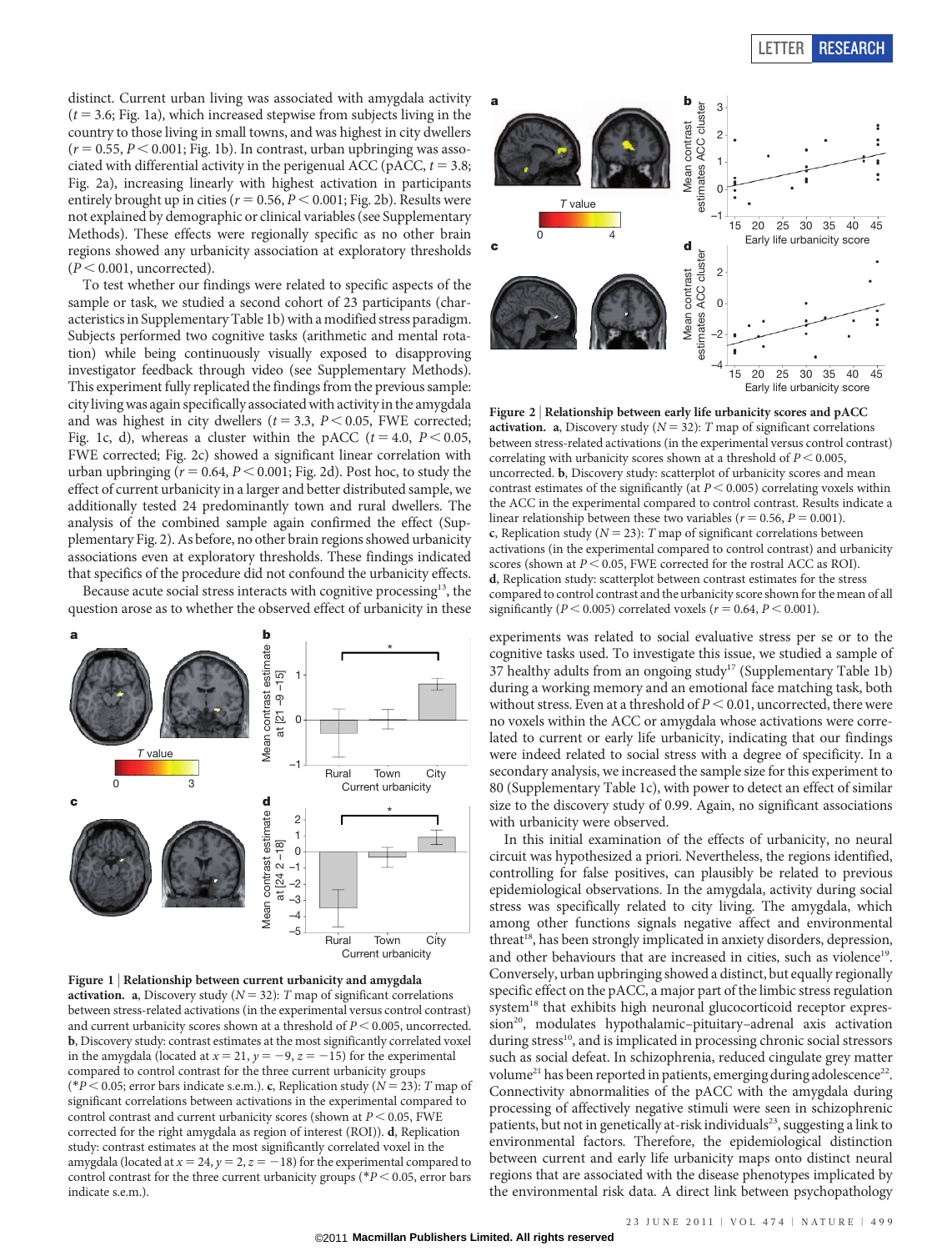distinct. Current urban living was associated with amygdala activity ($t = 3.6$; Fig. 1a), which increased stepwise from subjects living in the country to those living in small towns, and was highest in city dwellers ($r = 0.55$, $P < 0.001$; Fig. 1b). In contrast, urban upbringing was associated with differential activity in the perigenual ACC (pACC, $t = 3.8$; Fig. 2a), increasing linearly with highest activation in participants entirely brought up in cities ($r = 0.56$, $P < 0.001$; Fig. 2b). Results were not explained by demographic or clinical variables (see Supplementary Methods). These effects were regionally specific as no other brain regions showed any urbanicity association at exploratory thresholds ($P < 0.001$, uncorrected).

To test whether our findings were related to specific aspects of the sample or task, we studied a second cohort of 23 participants (characteristics in Supplementary Table 1b) with a modified stress paradigm. Subjects performed two cognitive tasks (arithmetic and mental rotation) while being continuously visually exposed to disapproving investigator feedback through video (see Supplementary Methods). This experiment fully replicated the findings from the previous sample: city living was again specifically associated with activity in the amygdala and was highest in city dwellers ($t = 3.3$, $P < 0.05$, FWE corrected; Fig. 1c, d), whereas a cluster within the pACC ($t = 4.0$, $P < 0.05$, FWE corrected; Fig. 2c) showed a significant linear correlation with urban upbringing ($r = 0.64$, $P < 0.001$; Fig. 2d). Post hoc, to study the effect of current urbanicity in a larger and better distributed sample, we additionally tested 24 predominantly town and rural dwellers. The analysis of the combined sample again confirmed the effect (Supplementary Fig. 2). As before, no other brain regions showed urbanicity associations even at exploratory thresholds. These findings indicated that specifics of the procedure did not confound the urbanicity effects.

Because acute social stress interacts with cognitive processing[13], the question arose as to whether the observed effect of urbanicity in these experiments was related to social evaluative stress per se or to the cognitive tasks used. To investigate this issue, we studied a sample of 37 healthy adults from an ongoing study[17] (Supplementary Table 1b) during a working memory and an emotional face matching task, both without stress. Even at a threshold of $P < 0.01$, uncorrected, there were no voxels within the ACC or amygdala whose activations were correlated to current or early life urbanicity, indicating that our findings were indeed related to social stress with a degree of specificity. In a secondary analysis, we increased the sample size for this experiment to 80 (Supplementary Table 1c), with power to detect an effect of similar size to the discovery study of 0.99. Again, no significant associations with urbanicity were observed.

In this initial examination of the effects of urbanicity, no neural circuit was hypothesized a priori. Nevertheless, the regions identified, controlling for false positives, can plausibly be related to previous epidemiological observations. In the amygdala, activity during social stress was specifically related to city living. The amygdala, which among other functions signals negative affect and environmental threat[18], has been strongly implicated in anxiety disorders, depression, and other behaviours that are increased in cities, such as violence[19]. Conversely, urban upbringing showed a distinct, but equally regionally specific effect on the pACC, a major part of the limbic stress regulation system[18] that exhibits high neuronal glucocorticoid receptor expression[20], modulates hypothalamic–pituitary–adrenal axis activation during stress[10], and is implicated in processing chronic social stressors such as social defeat. In schizophrenia, reduced cingulate grey matter volume[21] has been reported in patients, emerging during adolescence[22]. Connectivity abnormalities of the pACC with the amygdala during processing of affectively negative stimuli were seen in schizophrenic patients, but not in genetically at-risk individuals[23], suggesting a link to environmental factors. Therefore, the epidemiological distinction between current and early life urbanicity maps onto distinct neural regions that are associated with the disease phenotypes implicated by the environmental risk data. A direct link between psychopathology

**Figure 1 | Relationship between current urbanicity and amygdala activation.** **a**, Discovery study ($N = 32$): $T$ map of significant correlations between stress-related activations (in the experimental versus control contrast) and current urbanicity scores shown at a threshold of $P < 0.005$, uncorrected. **b**, Discovery study: contrast estimates at the most significantly correlated voxel in the amygdala (located at $x = 21$, $y = -9$, $z = -15$) for the experimental compared to control contrast for the three current urbanicity groups (*$P < 0.05$; error bars indicate s.e.m.). **c**, Replication study ($N = 23$): $T$ map of significant correlations between activations in the experimental compared to control contrast and current urbanicity scores (shown at $P < 0.05$, FWE corrected for the right amygdala as region of interest (ROI)). **d**, Replication study: contrast estimates at the most significantly correlated voxel in the amygdala (located at $x = 24$, $y = 2$, $z = -18$) for the experimental compared to control contrast for the three current urbanicity groups (*$P < 0.05$, error bars indicate s.e.m.).

**Figure 2 | Relationship between early life urbanicity scores and pACC activation.** **a**, Discovery study ($N = 32$): $T$ map of significant correlations between stress-related activations (in the experimental versus control contrast) correlating with urbanicity scores shown at a threshold of $P < 0.005$, uncorrected. **b**, Discovery study: scatterplot of urbanicity scores and mean contrast estimates of the significantly (at $P < 0.005$) correlating voxels within the ACC in the experimental compared to control contrast. Results indicate a linear relationship between these two variables ($r = 0.56$, $P = 0.001$). **c**, Replication study ($N = 23$): $T$ map of significant correlations between activations (in the experimental compared to control contrast) and urbanicity scores (shown at $P < 0.05$, FWE corrected for the rostral ACC as ROI). **d**, Replication study: scatterplot between contrast estimates for the stress compared to control contrast and the urbanicity score shown for the mean of all significantly ($P < 0.005$) correlated voxels ($r = 0.64$, $P < 0.001$).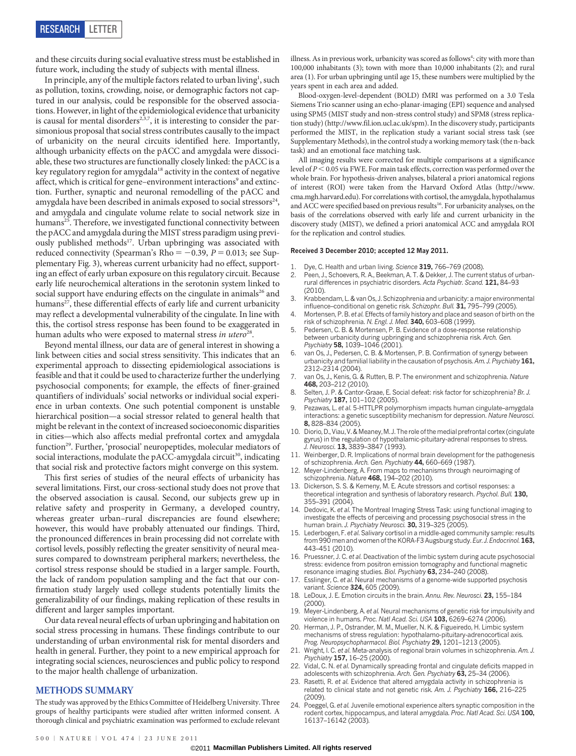and these circuits during social evaluative stress must be established in future work, including the study of subjects with mental illness.

In principle, any of the multiple factors related to urban living[1], such as pollution, toxins, crowding, noise, or demographic factors not captured in our analysis, could be responsible for the observed associations. However, in light of the epidemiological evidence that urbanicity is causal for mental disorders[2,3,7], it is interesting to consider the parsimonious proposal that social stress contributes causally to the impact of urbanicity on the neural circuits identified here. Importantly, although urbanicity effects on the pACC and amygdala were dissociable, these two structures are functionally closely linked: the pACC is a key regulatory region for amygdala[18] activity in the context of negative affect, which is critical for gene–environment interactions[9] and extinction. Further, synaptic and neuronal remodelling of the pACC and amygdala have been described in animals exposed to social stressors[24], and amygdala and cingulate volume relate to social network size in humans[25]. Therefore, we investigated functional connectivity between the pACC and amygdala during the MIST stress paradigm using previously published methods[17]. Urban upbringing was associated with reduced connectivity (Spearman's Rho $= -0.39$, $P = 0.013$; see Supplementary Fig. 3), whereas current urbanicity had no effect, supporting an effect of early urban exposure on this regulatory circuit. Because early life neurochemical alterations in the serotonin system linked to social support have enduring effects on the cingulate in animals[26] and humans[27], these differential effects of early life and current urbanicity may reflect a developmental vulnerability of the cingulate. In line with this, the cortisol stress response has been found to be exaggerated in human adults who were exposed to maternal stress *in utero*[28].

Beyond mental illness, our data are of general interest in showing a link between cities and social stress sensitivity. This indicates that an experimental approach to dissecting epidemiological associations is feasible and that it could be used to characterize further the underlying psychosocial components; for example, the effects of finer-grained quantifiers of individuals' social networks or individual social experience in urban contexts. One such potential component is unstable hierarchical position—a social stressor related to general health that might be relevant in the context of increased socioeconomic disparities in cities—which also affects medial prefrontal cortex and amygdala function[29]. Further, 'prosocial' neuropeptides, molecular mediators of social interactions, modulate the pACC-amygdala circuit[30], indicating that social risk and protective factors might converge on this system.

This first series of studies of the neural effects of urbanicity has several limitations. First, our cross-sectional study does not prove that the observed association is causal. Second, our subjects grew up in relative safety and prosperity in Germany, a developed country, whereas greater urban–rural discrepancies are found elsewhere; however, this would have probably attenuated our findings. Third, the pronounced differences in brain processing did not correlate with cortisol levels, possibly reflecting the greater sensitivity of neural measures compared to downstream peripheral markers; nevertheless, the cortisol stress response should be studied in a larger sample. Fourth, the lack of random population sampling and the fact that our confirmation study largely used college students potentially limits the generalizability of our findings, making replication of these results in different and larger samples important.

Our data reveal neural effects of urban upbringing and habitation on social stress processing in humans. These findings contribute to our understanding of urban environmental risk for mental disorders and health in general. Further, they point to a new empirical approach for integrating social sciences, neurosciences and public policy to respond to the major health challenge of urbanization.

## METHODS SUMMARY

The study was approved by the Ethics Committee of Heidelberg University. Three groups of healthy participants were studied after written informed consent. A thorough clinical and psychiatric examination was performed to exclude relevant illness. As in previous work, urbanicity was scored as follows[4]: city with more than 100,000 inhabitants (3); town with more than 10,000 inhabitants (2); and rural area (1). For urban upbringing until age 15, these numbers were multiplied by the years spent in each area and added.

Blood-oxygen-level-dependent (BOLD) fMRI was performed on a 3.0 Tesla Siemens Trio scanner using an echo-planar-imaging (EPI) sequence and analysed using SPM5 (MIST study and non-stress control study) and SPM8 (stress replication study) (http://www.fil.ion.ucl.ac.uk/spm). In the discovery study, participants performed the MIST, in the replication study a variant social stress task (see Supplementary Methods), in the control study a working memory task (the n-back task) and an emotional face matching task.

All imaging results were corrected for multiple comparisons at a significance level of $P < 0.05$ via FWE. For main task effects, correction was performed over the whole brain. For hypothesis-driven analyses, bilateral a priori anatomical regions of interest (ROI) were taken from the Harvard Oxford Atlas (http://www.cma.mgh.harvard.edu). For correlations with cortisol, the amygdala, hypothalamus and ACC were specified based on previous results[16]. For urbanicity analyses, on the basis of the correlations observed with early life and current urbanicity in the discovery study (MIST), we defined a priori anatomical ACC and amygdala ROI for the replication and control studies.

**Received 3 December 2010; accepted 12 May 2011.**

1. Dye, C. Health and urban living. *Science* **319,** 766–769 (2008).
2. Peen, J., Schoevers, R. A., Beekman, A. T. & Dekker, J. The current status of urban-rural differences in psychiatric disorders. *Acta Psychiatr. Scand.* **121,** 84–93 (2010).
3. Krabbendam, L. & van Os, J. Schizophrenia and urbanicity: a major environmental influence–conditional on genetic risk. *Schizophr. Bull.* **31,** 795–799 (2005).
4. Mortensen, P. B. *et al.* Effects of family history and place and season of birth on the risk of schizophrenia. *N. Engl. J. Med.* **340,** 603–608 (1999).
5. Pedersen, C. B. & Mortensen, P. B. Evidence of a dose-response relationship between urbanicity during upbringing and schizophrenia risk. *Arch. Gen. Psychiatry* **58,** 1039–1046 (2001).
6. van Os, J., Pedersen, C. B. & Mortensen, P. B. Confirmation of synergy between urbanicity and familial liability in the causation of psychosis. *Am. J. Psychiatry* **161,** 2312–2314 (2004).
7. van Os, J., Kenis, G. & Rutten, B. P. The environment and schizophrenia. *Nature* **468,** 203–212 (2010).
8. Selten, J. P. & Cantor-Graae, E. Social defeat: risk factor for schizophrenia? *Br. J. Psychiatry* **187,** 101–102 (2005).
9. Pezawas, L. *et al.* 5-HTTLPR polymorphism impacts human cingulate–amygdala interactions: a genetic susceptibility mechanism for depression. *Nature Neurosci.* **8,** 828–834 (2005).
10. Diorio, D., Viau, V. & Meaney, M. J. The role of the medial prefrontal cortex (cingulate gyrus) in the regulation of hypothalamic-pituitary-adrenal responses to stress. *J. Neurosci.* **13,** 3839–3847 (1993).
11. Weinberger, D. R. Implications of normal brain development for the pathogenesis of schizophrenia. *Arch. Gen. Psychiatry* **44,** 660–669 (1987).
12. Meyer-Lindenberg, A. From maps to mechanisms through neuroimaging of schizophrenia. *Nature* **468,** 194–202 (2010).
13. Dickerson, S. S. & Kemeny, M. E. Acute stressors and cortisol responses: a theoretical integration and synthesis of laboratory research. *Psychol. Bull.* **130,** 355–391 (2004).
14. Dedovic, K. *et al.* The Montreal Imaging Stress Task: using functional imaging to investigate the effects of perceiving and processing psychosocial stress in the human brain. *J. Psychiatry Neurosci.* **30,** 319–325 (2005).
15. Lederbogen, F. *et al.* Salivary cortisol in a middle-aged community sample: results from 990 men and women of the KORA-F3 Augsburg study. *Eur. J. Endocrinol.* **163,** 443–451 (2010).
16. Pruessner, J. C. *et al.* Deactivation of the limbic system during acute psychosocial stress: evidence from positron emission tomography and functional magnetic resonance imaging studies. *Biol. Psychiatry* **63,** 234–240 (2008).
17. Esslinger, C. *et al.* Neural mechanisms of a genome-wide supported psychosis variant. *Science* **324,** 605 (2009).
18. LeDoux, J. E. Emotion circuits in the brain. *Annu. Rev. Neurosci.* **23,** 155–184 (2000).
19. Meyer-Lindenberg, A. *et al.* Neural mechanisms of genetic risk for impulsivity and violence in humans. *Proc. Natl Acad. Sci. USA* **103,** 6269–6274 (2006).
20. Herman, J. P., Ostrander, M. M., Mueller, N. K. & Figueiredo, H. Limbic system mechanisms of stress regulation: hypothalamo-pituitary-adrenocortical axis. *Prog. Neuropsychopharmacol. Biol. Psychiatry* **29,** 1201–1213 (2005).
21. Wright, I. C. *et al.* Meta-analysis of regional brain volumes in schizophrenia. *Am. J. Psychiatry* **157,** 16–25 (2000).
22. Vidal, C. N. *et al.* Dynamically spreading frontal and cingulate deficits mapped in adolescents with schizophrenia. *Arch. Gen. Psychiatry* **63,** 25–34 (2006).
23. Rasetti, R. *et al.* Evidence that altered amygdala activity in schizophrenia is related to clinical state and not genetic risk. *Am. J. Psychiatry* **166,** 216–225 (2009).
24. Poeggel, G. *et al.* Juvenile emotional experience alters synaptic composition in the rodent cortex, hippocampus, and lateral amygdala. *Proc. Natl Acad. Sci. USA* **100,** 16137–16142 (2003).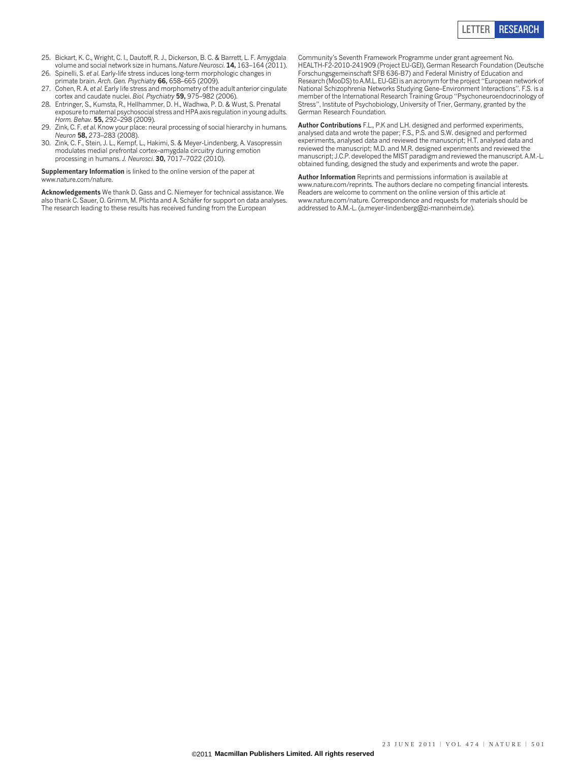25. Bickart, K. C., Wright, C. I., Dautoff, R. J., Dickerson, B. C. & Barrett, L. F. Amygdala volume and social network size in humans. *Nature Neurosci.* **14,** 163–164 (2011).
26. Spinelli, S. *et al.* Early-life stress induces long-term morphologic changes in primate brain. *Arch. Gen. Psychiatry* **66,** 658–665 (2009).
27. Cohen, R. A. *et al.* Early life stress and morphometry of the adult anterior cingulate cortex and caudate nuclei. *Biol. Psychiatry* **59,** 975–982 (2006).
28. Entringer, S., Kumsta, R., Hellhammer, D. H., Wadhwa, P. D. & Wust, S. Prenatal exposure to maternal psychosocial stress and HPA axis regulation in young adults. *Horm. Behav.* **55,** 292–298 (2009).
29. Zink, C. F. *et al.* Know your place: neural processing of social hierarchy in humans. *Neuron* **58,** 273–283 (2008).
30. Zink, C. F., Stein, J. L., Kempf, L., Hakimi, S. & Meyer-Lindenberg, A. Vasopressin modulates medial prefrontal cortex–amygdala circuitry during emotion processing in humans. *J. Neurosci.* **30,** 7017–7022 (2010).

**Supplementary Information** is linked to the online version of the paper at www.nature.com/nature.

**Acknowledgements** We thank D. Gass and C. Niemeyer for technical assistance. We also thank C. Sauer, O. Grimm, M. Plichta and A. Schäfer for support on data analyses. The research leading to these results has received funding from the European Community's Seventh Framework Programme under grant agreement No. HEALTH-F2-2010-241909 (Project EU-GEI), German Research Foundation (Deutsche Forschungsgemeinschaft SFB 636-B7) and Federal Ministry of Education and Research (MooDS) to A.M.L. EU-GEI is an acronym for the project ''European network of National Schizophrenia Networks Studying Gene–Environment Interactions''. F.S. is a member of the International Research Training Group ''Psychoneuroendocrinology of Stress'', Institute of Psychobiology, University of Trier, Germany, granted by the German Research Foundation.

**Author Contributions** F.L., P.K and L.H. designed and performed experiments, analysed data and wrote the paper; F.S., P.S. and S.W. designed and performed experiments, analysed data and reviewed the manuscript; H.T. analysed data and reviewed the manuscript; M.D. and M.R. designed experiments and reviewed the manuscript; J.C.P. developed the MIST paradigm and reviewed the manuscript. A.M.-L. obtained funding, designed the study and experiments and wrote the paper.

**Author Information** Reprints and permissions information is available at www.nature.com/reprints. The authors declare no competing financial interests. Readers are welcome to comment on the online version of this article at www.nature.com/nature. Correspondence and requests for materials should be addressed to A.M.-L. (a.meyer-lindenberg@zi-mannheim.de).